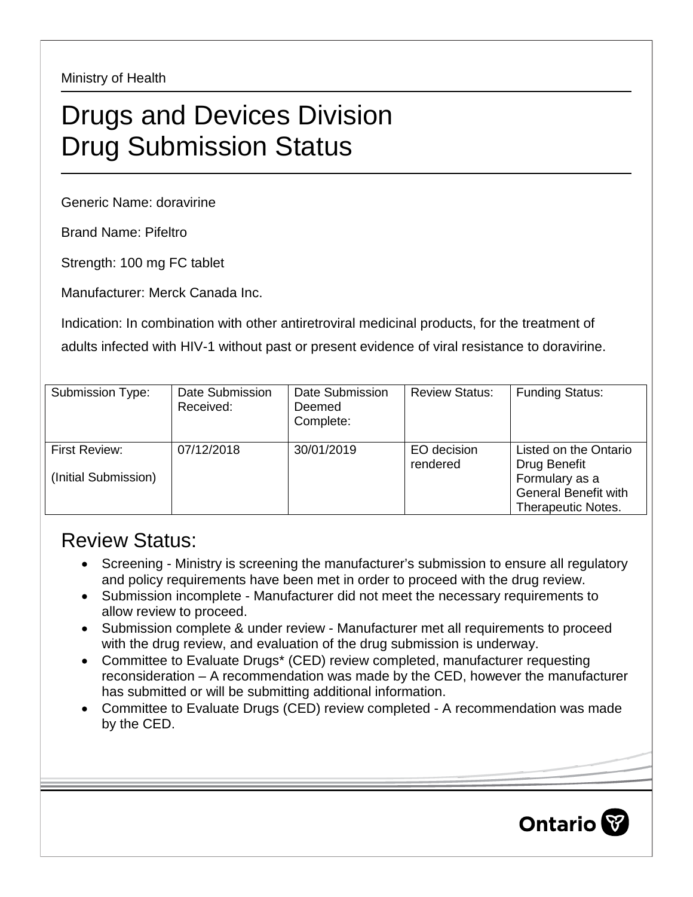Ministry of Health

# Drugs and Devices Division
# Drug Submission Status

Generic Name: doravirine

Brand Name: Pifeltro

Strength: 100 mg FC tablet

Manufacturer: Merck Canada Inc.

Indication: In combination with other antiretroviral medicinal products, for the treatment of adults infected with HIV-1 without past or present evidence of viral resistance to doravirine.

| Submission Type: | Date Submission Received: | Date Submission Deemed Complete: | Review Status: | Funding Status: |
|---|---|---|---|---|
| First Review: (Initial Submission) | 07/12/2018 | 30/01/2019 | EO decision rendered | Listed on the Ontario Drug Benefit Formulary as a General Benefit with Therapeutic Notes. |

## Review Status:

- Screening - Ministry is screening the manufacturer's submission to ensure all regulatory and policy requirements have been met in order to proceed with the drug review.
- Submission incomplete - Manufacturer did not meet the necessary requirements to allow review to proceed.
- Submission complete & under review - Manufacturer met all requirements to proceed with the drug review, and evaluation of the drug submission is underway.
- Committee to Evaluate Drugs* (CED) review completed, manufacturer requesting reconsideration – A recommendation was made by the CED, however the manufacturer has submitted or will be submitting additional information.
- Committee to Evaluate Drugs (CED) review completed - A recommendation was made by the CED.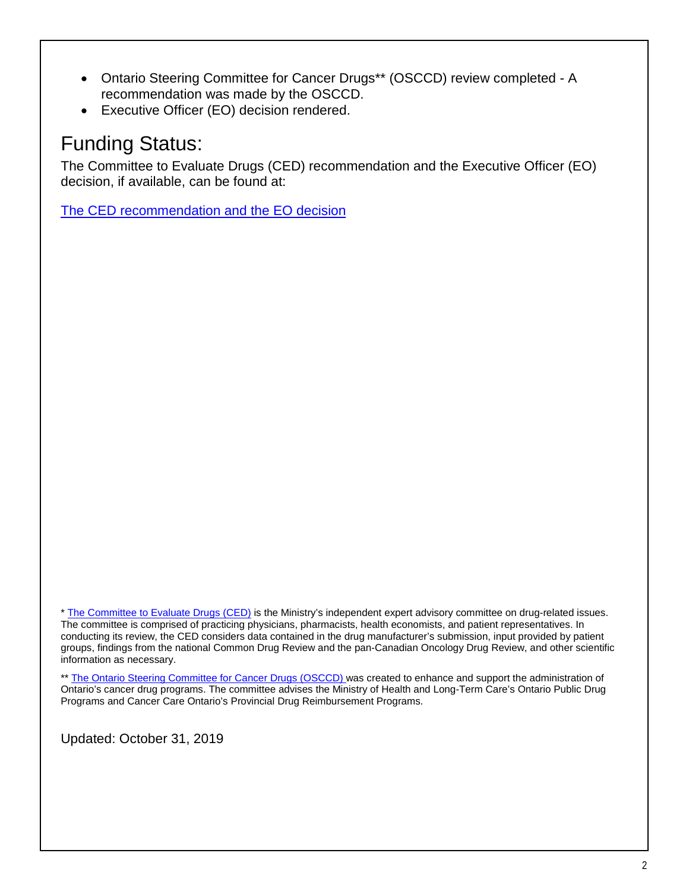- Ontario Steering Committee for Cancer Drugs** (OSCCD) review completed - A recommendation was made by the OSCCD.
- Executive Officer (EO) decision rendered.

# Funding Status:

The Committee to Evaluate Drugs (CED) recommendation and the Executive Officer (EO) decision, if available, can be found at:

The CED recommendation and the EO decision

* The Committee to Evaluate Drugs (CED) is the Ministry's independent expert advisory committee on drug-related issues. The committee is comprised of practicing physicians, pharmacists, health economists, and patient representatives. In conducting its review, the CED considers data contained in the drug manufacturer's submission, input provided by patient groups, findings from the national Common Drug Review and the pan-Canadian Oncology Drug Review, and other scientific information as necessary.

** The Ontario Steering Committee for Cancer Drugs (OSCCD) was created to enhance and support the administration of Ontario's cancer drug programs. The committee advises the Ministry of Health and Long-Term Care's Ontario Public Drug Programs and Cancer Care Ontario's Provincial Drug Reimbursement Programs.

Updated: October 31, 2019